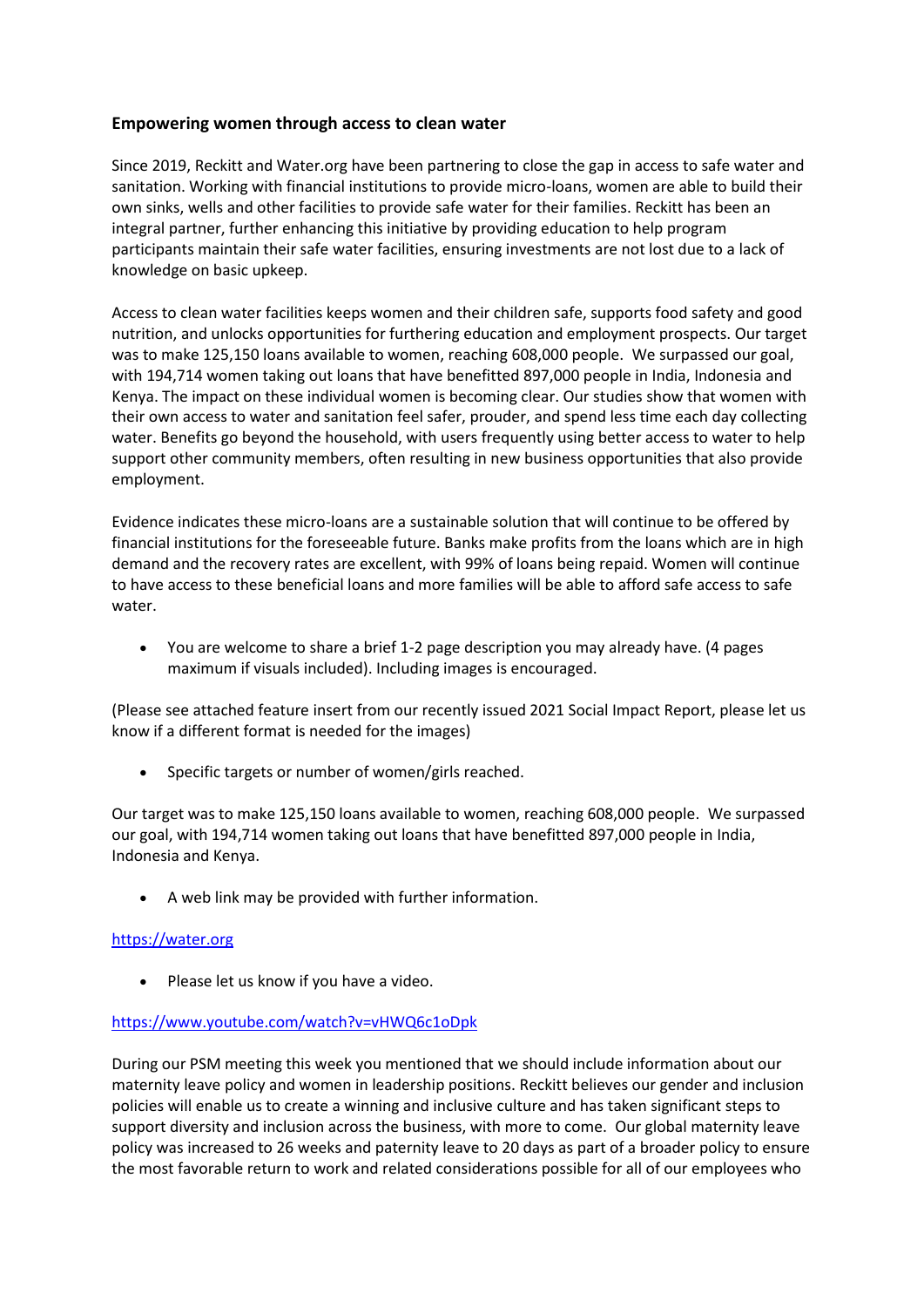**Empowering women through access to clean water**

Since 2019, Reckitt and Water.org have been partnering to close the gap in access to safe water and sanitation. Working with financial institutions to provide micro-loans, women are able to build their own sinks, wells and other facilities to provide safe water for their families. Reckitt has been an integral partner, further enhancing this initiative by providing education to help program participants maintain their safe water facilities, ensuring investments are not lost due to a lack of knowledge on basic upkeep.

Access to clean water facilities keeps women and their children safe, supports food safety and good nutrition, and unlocks opportunities for furthering education and employment prospects. Our target was to make 125,150 loans available to women, reaching 608,000 people. We surpassed our goal, with 194,714 women taking out loans that have benefitted 897,000 people in India, Indonesia and Kenya. The impact on these individual women is becoming clear. Our studies show that women with their own access to water and sanitation feel safer, prouder, and spend less time each day collecting water. Benefits go beyond the household, with users frequently using better access to water to help support other community members, often resulting in new business opportunities that also provide employment.

Evidence indicates these micro-loans are a sustainable solution that will continue to be offered by financial institutions for the foreseeable future. Banks make profits from the loans which are in high demand and the recovery rates are excellent, with 99% of loans being repaid. Women will continue to have access to these beneficial loans and more families will be able to afford safe access to safe water.

- You are welcome to share a brief 1-2 page description you may already have. (4 pages maximum if visuals included). Including images is encouraged.

(Please see attached feature insert from our recently issued 2021 Social Impact Report, please let us know if a different format is needed for the images)

- Specific targets or number of women/girls reached.

Our target was to make 125,150 loans available to women, reaching 608,000 people. We surpassed our goal, with 194,714 women taking out loans that have benefitted 897,000 people in India, Indonesia and Kenya.

- A web link may be provided with further information.

https://water.org

- Please let us know if you have a video.

https://www.youtube.com/watch?v=vHWQ6c1oDpk

During our PSM meeting this week you mentioned that we should include information about our maternity leave policy and women in leadership positions. Reckitt believes our gender and inclusion policies will enable us to create a winning and inclusive culture and has taken significant steps to support diversity and inclusion across the business, with more to come. Our global maternity leave policy was increased to 26 weeks and paternity leave to 20 days as part of a broader policy to ensure the most favorable return to work and related considerations possible for all of our employees who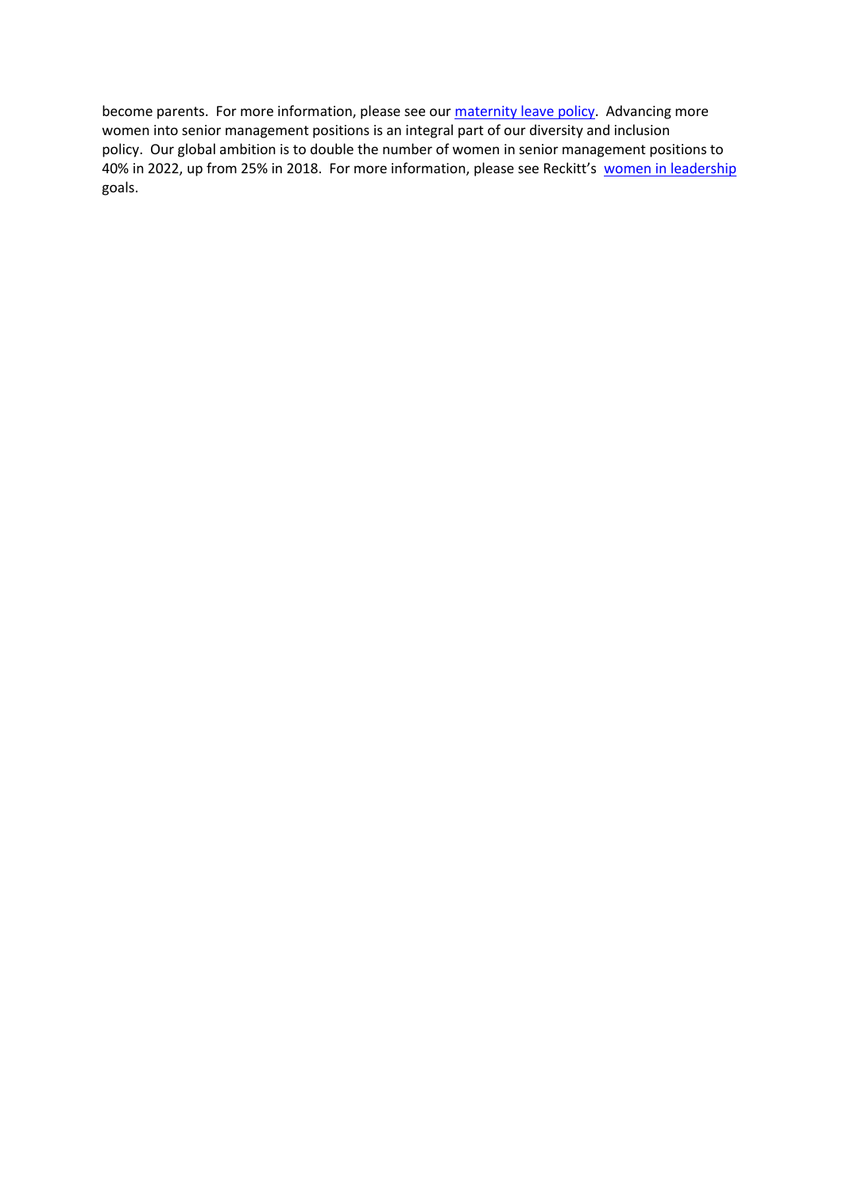become parents. For more information, please see our maternity leave policy. Advancing more women into senior management positions is an integral part of our diversity and inclusion policy. Our global ambition is to double the number of women in senior management positions to 40% in 2022, up from 25% in 2018. For more information, please see Reckitt's women in leadership goals.